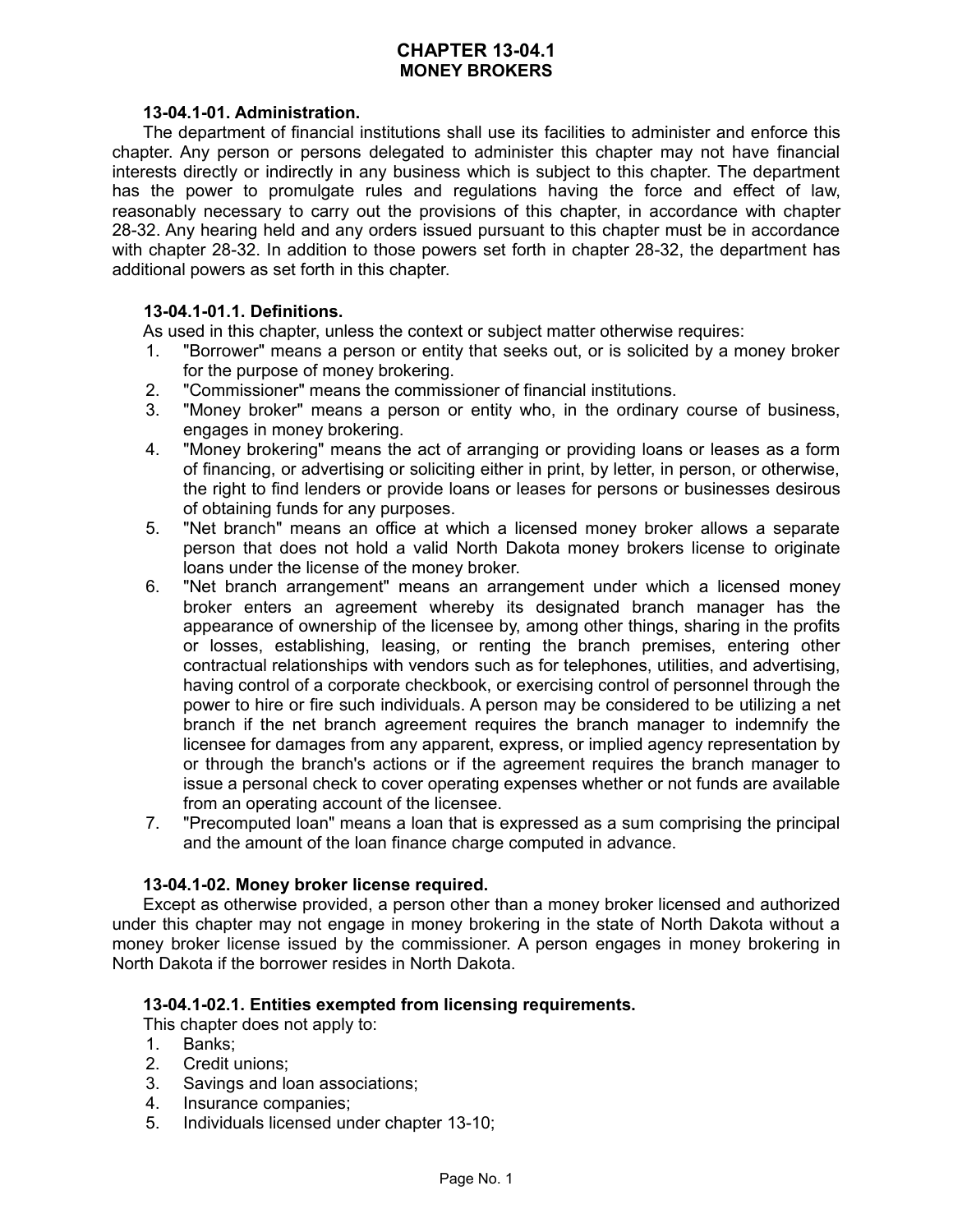# CHAPTER 13-04.1
## MONEY BROKERS

### 13-04.1-01. Administration.

The department of financial institutions shall use its facilities to administer and enforce this chapter. Any person or persons delegated to administer this chapter may not have financial interests directly or indirectly in any business which is subject to this chapter. The department has the power to promulgate rules and regulations having the force and effect of law, reasonably necessary to carry out the provisions of this chapter, in accordance with chapter 28-32. Any hearing held and any orders issued pursuant to this chapter must be in accordance with chapter 28-32. In addition to those powers set forth in chapter 28-32, the department has additional powers as set forth in this chapter.

### 13-04.1-01.1. Definitions.

As used in this chapter, unless the context or subject matter otherwise requires:

1. "Borrower" means a person or entity that seeks out, or is solicited by a money broker for the purpose of money brokering.
2. "Commissioner" means the commissioner of financial institutions.
3. "Money broker" means a person or entity who, in the ordinary course of business, engages in money brokering.
4. "Money brokering" means the act of arranging or providing loans or leases as a form of financing, or advertising or soliciting either in print, by letter, in person, or otherwise, the right to find lenders or provide loans or leases for persons or businesses desirous of obtaining funds for any purposes.
5. "Net branch" means an office at which a licensed money broker allows a separate person that does not hold a valid North Dakota money brokers license to originate loans under the license of the money broker.
6. "Net branch arrangement" means an arrangement under which a licensed money broker enters an agreement whereby its designated branch manager has the appearance of ownership of the licensee by, among other things, sharing in the profits or losses, establishing, leasing, or renting the branch premises, entering other contractual relationships with vendors such as for telephones, utilities, and advertising, having control of a corporate checkbook, or exercising control of personnel through the power to hire or fire such individuals. A person may be considered to be utilizing a net branch if the net branch agreement requires the branch manager to indemnify the licensee for damages from any apparent, express, or implied agency representation by or through the branch's actions or if the agreement requires the branch manager to issue a personal check to cover operating expenses whether or not funds are available from an operating account of the licensee.
7. "Precomputed loan" means a loan that is expressed as a sum comprising the principal and the amount of the loan finance charge computed in advance.

### 13-04.1-02. Money broker license required.

Except as otherwise provided, a person other than a money broker licensed and authorized under this chapter may not engage in money brokering in the state of North Dakota without a money broker license issued by the commissioner. A person engages in money brokering in North Dakota if the borrower resides in North Dakota.

### 13-04.1-02.1. Entities exempted from licensing requirements.

This chapter does not apply to:

1. Banks;
2. Credit unions;
3. Savings and loan associations;
4. Insurance companies;
5. Individuals licensed under chapter 13-10;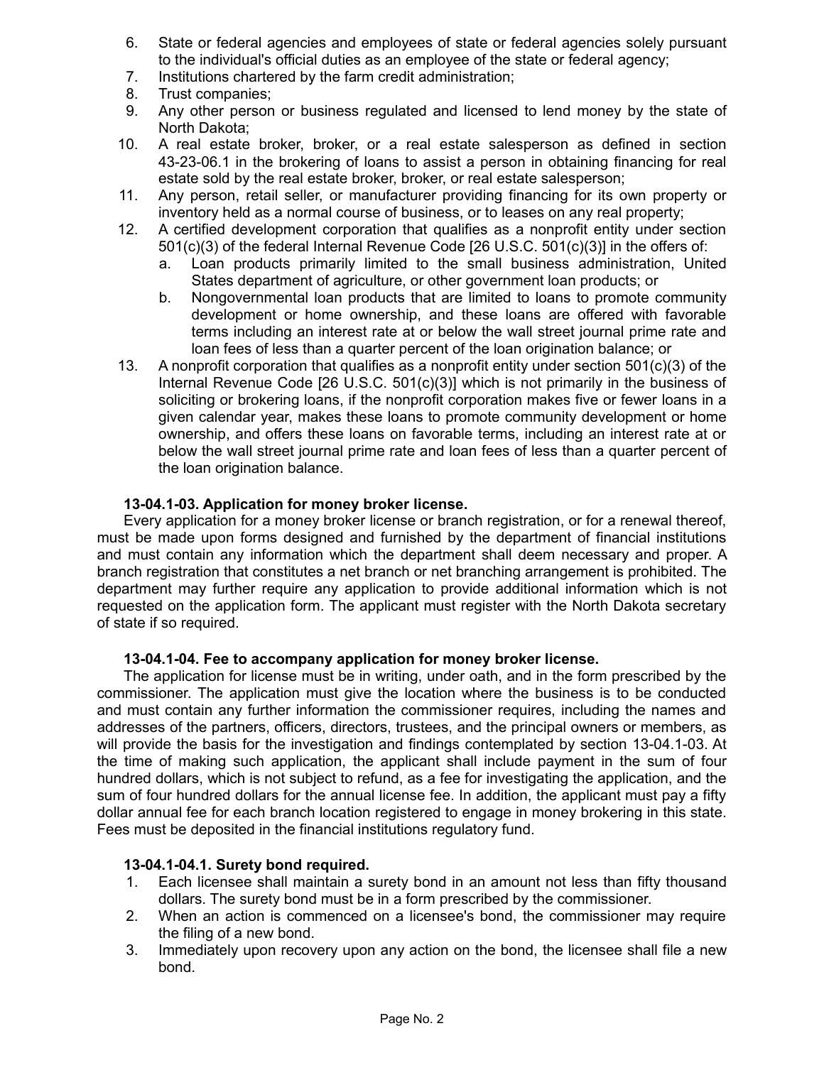6. State or federal agencies and employees of state or federal agencies solely pursuant to the individual's official duties as an employee of the state or federal agency;
7. Institutions chartered by the farm credit administration;
8. Trust companies;
9. Any other person or business regulated and licensed to lend money by the state of North Dakota;
10. A real estate broker, broker, or a real estate salesperson as defined in section 43-23-06.1 in the brokering of loans to assist a person in obtaining financing for real estate sold by the real estate broker, broker, or real estate salesperson;
11. Any person, retail seller, or manufacturer providing financing for its own property or inventory held as a normal course of business, or to leases on any real property;
12. A certified development corporation that qualifies as a nonprofit entity under section 501(c)(3) of the federal Internal Revenue Code [26 U.S.C. 501(c)(3)] in the offers of:
    a. Loan products primarily limited to the small business administration, United States department of agriculture, or other government loan products; or
    b. Nongovernmental loan products that are limited to loans to promote community development or home ownership, and these loans are offered with favorable terms including an interest rate at or below the wall street journal prime rate and loan fees of less than a quarter percent of the loan origination balance; or
13. A nonprofit corporation that qualifies as a nonprofit entity under section 501(c)(3) of the Internal Revenue Code [26 U.S.C. 501(c)(3)] which is not primarily in the business of soliciting or brokering loans, if the nonprofit corporation makes five or fewer loans in a given calendar year, makes these loans to promote community development or home ownership, and offers these loans on favorable terms, including an interest rate at or below the wall street journal prime rate and loan fees of less than a quarter percent of the loan origination balance.

**13-04.1-03. Application for money broker license.**

Every application for a money broker license or branch registration, or for a renewal thereof, must be made upon forms designed and furnished by the department of financial institutions and must contain any information which the department shall deem necessary and proper. A branch registration that constitutes a net branch or net branching arrangement is prohibited. The department may further require any application to provide additional information which is not requested on the application form. The applicant must register with the North Dakota secretary of state if so required.

**13-04.1-04. Fee to accompany application for money broker license.**

The application for license must be in writing, under oath, and in the form prescribed by the commissioner. The application must give the location where the business is to be conducted and must contain any further information the commissioner requires, including the names and addresses of the partners, officers, directors, trustees, and the principal owners or members, as will provide the basis for the investigation and findings contemplated by section 13-04.1-03. At the time of making such application, the applicant shall include payment in the sum of four hundred dollars, which is not subject to refund, as a fee for investigating the application, and the sum of four hundred dollars for the annual license fee. In addition, the applicant must pay a fifty dollar annual fee for each branch location registered to engage in money brokering in this state. Fees must be deposited in the financial institutions regulatory fund.

**13-04.1-04.1. Surety bond required.**

1. Each licensee shall maintain a surety bond in an amount not less than fifty thousand dollars. The surety bond must be in a form prescribed by the commissioner.
2. When an action is commenced on a licensee's bond, the commissioner may require the filing of a new bond.
3. Immediately upon recovery upon any action on the bond, the licensee shall file a new bond.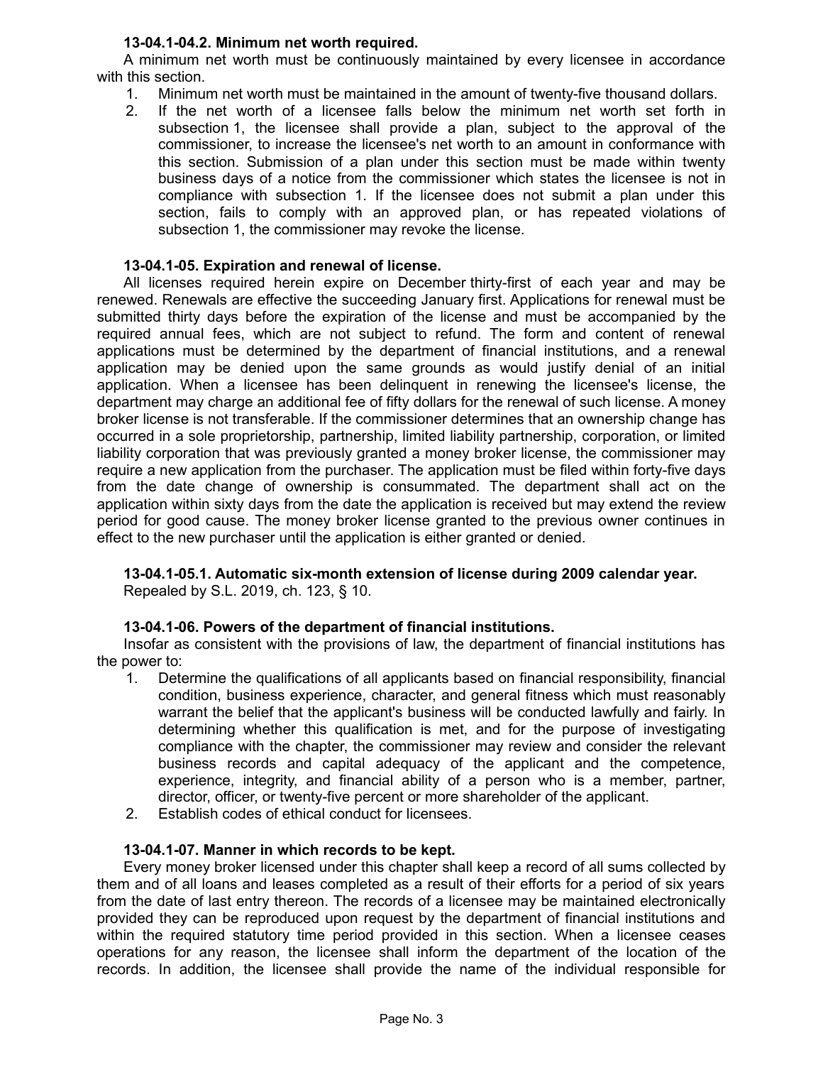**13-04.1-04.2. Minimum net worth required.**

A minimum net worth must be continuously maintained by every licensee in accordance with this section.

1. Minimum net worth must be maintained in the amount of twenty-five thousand dollars.
2. If the net worth of a licensee falls below the minimum net worth set forth in subsection 1, the licensee shall provide a plan, subject to the approval of the commissioner, to increase the licensee's net worth to an amount in conformance with this section. Submission of a plan under this section must be made within twenty business days of a notice from the commissioner which states the licensee is not in compliance with subsection 1. If the licensee does not submit a plan under this section, fails to comply with an approved plan, or has repeated violations of subsection 1, the commissioner may revoke the license.

**13-04.1-05. Expiration and renewal of license.**

All licenses required herein expire on December thirty-first of each year and may be renewed. Renewals are effective the succeeding January first. Applications for renewal must be submitted thirty days before the expiration of the license and must be accompanied by the required annual fees, which are not subject to refund. The form and content of renewal applications must be determined by the department of financial institutions, and a renewal application may be denied upon the same grounds as would justify denial of an initial application. When a licensee has been delinquent in renewing the licensee's license, the department may charge an additional fee of fifty dollars for the renewal of such license. A money broker license is not transferable. If the commissioner determines that an ownership change has occurred in a sole proprietorship, partnership, limited liability partnership, corporation, or limited liability corporation that was previously granted a money broker license, the commissioner may require a new application from the purchaser. The application must be filed within forty-five days from the date change of ownership is consummated. The department shall act on the application within sixty days from the date the application is received but may extend the review period for good cause. The money broker license granted to the previous owner continues in effect to the new purchaser until the application is either granted or denied.

**13-04.1-05.1. Automatic six-month extension of license during 2009 calendar year.**

Repealed by S.L. 2019, ch. 123, § 10.

**13-04.1-06. Powers of the department of financial institutions.**

Insofar as consistent with the provisions of law, the department of financial institutions has the power to:

1. Determine the qualifications of all applicants based on financial responsibility, financial condition, business experience, character, and general fitness which must reasonably warrant the belief that the applicant's business will be conducted lawfully and fairly. In determining whether this qualification is met, and for the purpose of investigating compliance with the chapter, the commissioner may review and consider the relevant business records and capital adequacy of the applicant and the competence, experience, integrity, and financial ability of a person who is a member, partner, director, officer, or twenty-five percent or more shareholder of the applicant.
2. Establish codes of ethical conduct for licensees.

**13-04.1-07. Manner in which records to be kept.**

Every money broker licensed under this chapter shall keep a record of all sums collected by them and of all loans and leases completed as a result of their efforts for a period of six years from the date of last entry thereon. The records of a licensee may be maintained electronically provided they can be reproduced upon request by the department of financial institutions and within the required statutory time period provided in this section. When a licensee ceases operations for any reason, the licensee shall inform the department of the location of the records. In addition, the licensee shall provide the name of the individual responsible for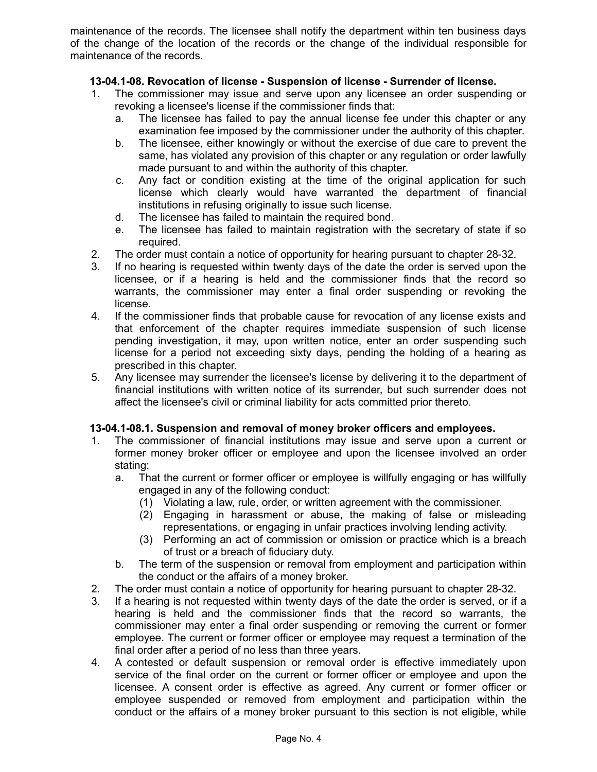maintenance of the records. The licensee shall notify the department within ten business days of the change of the location of the records or the change of the individual responsible for maintenance of the records.

**13-04.1-08. Revocation of license - Suspension of license - Surrender of license.**

1. The commissioner may issue and serve upon any licensee an order suspending or revoking a licensee's license if the commissioner finds that:
   a. The licensee has failed to pay the annual license fee under this chapter or any examination fee imposed by the commissioner under the authority of this chapter.
   b. The licensee, either knowingly or without the exercise of due care to prevent the same, has violated any provision of this chapter or any regulation or order lawfully made pursuant to and within the authority of this chapter.
   c. Any fact or condition existing at the time of the original application for such license which clearly would have warranted the department of financial institutions in refusing originally to issue such license.
   d. The licensee has failed to maintain the required bond.
   e. The licensee has failed to maintain registration with the secretary of state if so required.
2. The order must contain a notice of opportunity for hearing pursuant to chapter 28-32.
3. If no hearing is requested within twenty days of the date the order is served upon the licensee, or if a hearing is held and the commissioner finds that the record so warrants, the commissioner may enter a final order suspending or revoking the license.
4. If the commissioner finds that probable cause for revocation of any license exists and that enforcement of the chapter requires immediate suspension of such license pending investigation, it may, upon written notice, enter an order suspending such license for a period not exceeding sixty days, pending the holding of a hearing as prescribed in this chapter.
5. Any licensee may surrender the licensee's license by delivering it to the department of financial institutions with written notice of its surrender, but such surrender does not affect the licensee's civil or criminal liability for acts committed prior thereto.

**13-04.1-08.1. Suspension and removal of money broker officers and employees.**

1. The commissioner of financial institutions may issue and serve upon a current or former money broker officer or employee and upon the licensee involved an order stating:
   a. That the current or former officer or employee is willfully engaging or has willfully engaged in any of the following conduct:
      (1) Violating a law, rule, order, or written agreement with the commissioner.
      (2) Engaging in harassment or abuse, the making of false or misleading representations, or engaging in unfair practices involving lending activity.
      (3) Performing an act of commission or omission or practice which is a breach of trust or a breach of fiduciary duty.
   b. The term of the suspension or removal from employment and participation within the conduct or the affairs of a money broker.
2. The order must contain a notice of opportunity for hearing pursuant to chapter 28-32.
3. If a hearing is not requested within twenty days of the date the order is served, or if a hearing is held and the commissioner finds that the record so warrants, the commissioner may enter a final order suspending or removing the current or former employee. The current or former officer or employee may request a termination of the final order after a period of no less than three years.
4. A contested or default suspension or removal order is effective immediately upon service of the final order on the current or former officer or employee and upon the licensee. A consent order is effective as agreed. Any current or former officer or employee suspended or removed from employment and participation within the conduct or the affairs of a money broker pursuant to this section is not eligible, while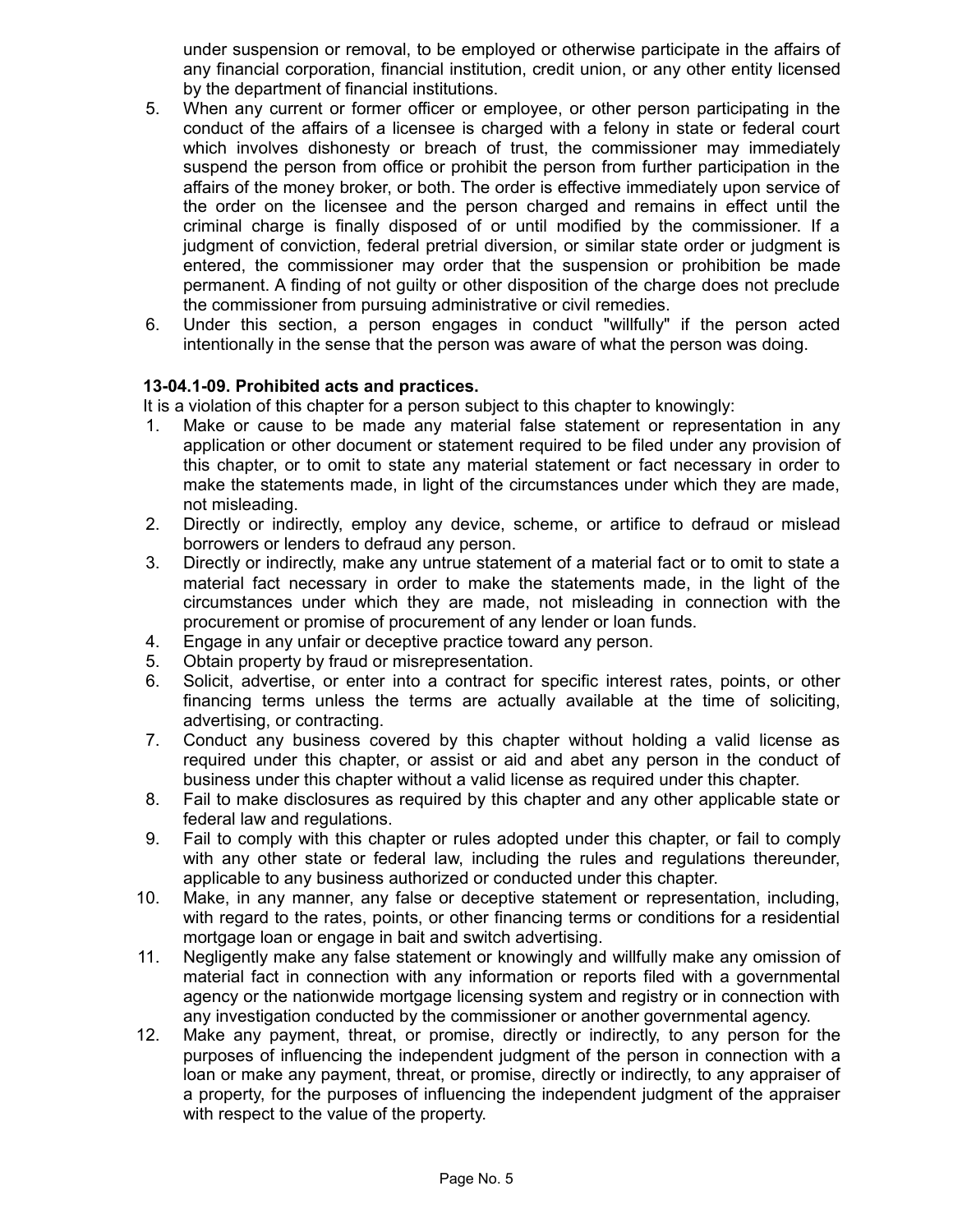under suspension or removal, to be employed or otherwise participate in the affairs of any financial corporation, financial institution, credit union, or any other entity licensed by the department of financial institutions.

5. When any current or former officer or employee, or other person participating in the conduct of the affairs of a licensee is charged with a felony in state or federal court which involves dishonesty or breach of trust, the commissioner may immediately suspend the person from office or prohibit the person from further participation in the affairs of the money broker, or both. The order is effective immediately upon service of the order on the licensee and the person charged and remains in effect until the criminal charge is finally disposed of or until modified by the commissioner. If a judgment of conviction, federal pretrial diversion, or similar state order or judgment is entered, the commissioner may order that the suspension or prohibition be made permanent. A finding of not guilty or other disposition of the charge does not preclude the commissioner from pursuing administrative or civil remedies.
6. Under this section, a person engages in conduct "willfully" if the person acted intentionally in the sense that the person was aware of what the person was doing.

**13-04.1-09. Prohibited acts and practices.**

It is a violation of this chapter for a person subject to this chapter to knowingly:

1. Make or cause to be made any material false statement or representation in any application or other document or statement required to be filed under any provision of this chapter, or to omit to state any material statement or fact necessary in order to make the statements made, in light of the circumstances under which they are made, not misleading.
2. Directly or indirectly, employ any device, scheme, or artifice to defraud or mislead borrowers or lenders to defraud any person.
3. Directly or indirectly, make any untrue statement of a material fact or to omit to state a material fact necessary in order to make the statements made, in the light of the circumstances under which they are made, not misleading in connection with the procurement or promise of procurement of any lender or loan funds.
4. Engage in any unfair or deceptive practice toward any person.
5. Obtain property by fraud or misrepresentation.
6. Solicit, advertise, or enter into a contract for specific interest rates, points, or other financing terms unless the terms are actually available at the time of soliciting, advertising, or contracting.
7. Conduct any business covered by this chapter without holding a valid license as required under this chapter, or assist or aid and abet any person in the conduct of business under this chapter without a valid license as required under this chapter.
8. Fail to make disclosures as required by this chapter and any other applicable state or federal law and regulations.
9. Fail to comply with this chapter or rules adopted under this chapter, or fail to comply with any other state or federal law, including the rules and regulations thereunder, applicable to any business authorized or conducted under this chapter.
10. Make, in any manner, any false or deceptive statement or representation, including, with regard to the rates, points, or other financing terms or conditions for a residential mortgage loan or engage in bait and switch advertising.
11. Negligently make any false statement or knowingly and willfully make any omission of material fact in connection with any information or reports filed with a governmental agency or the nationwide mortgage licensing system and registry or in connection with any investigation conducted by the commissioner or another governmental agency.
12. Make any payment, threat, or promise, directly or indirectly, to any person for the purposes of influencing the independent judgment of the person in connection with a loan or make any payment, threat, or promise, directly or indirectly, to any appraiser of a property, for the purposes of influencing the independent judgment of the appraiser with respect to the value of the property.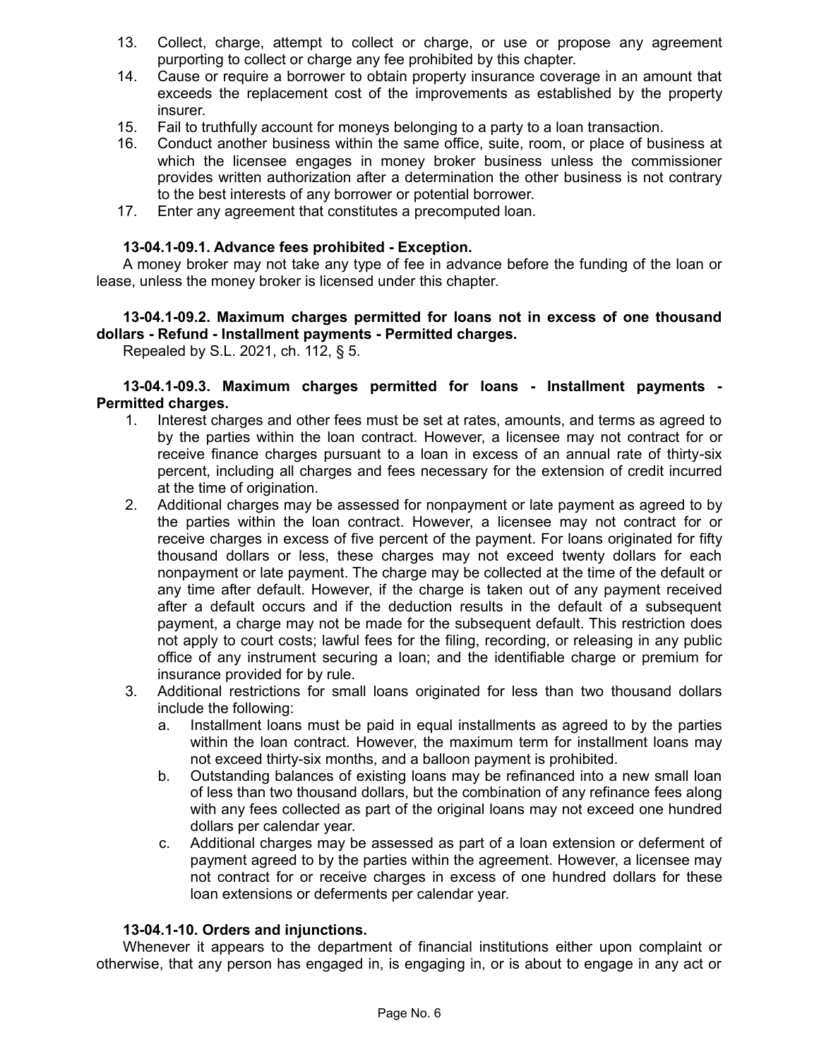13. Collect, charge, attempt to collect or charge, or use or propose any agreement purporting to collect or charge any fee prohibited by this chapter.
14. Cause or require a borrower to obtain property insurance coverage in an amount that exceeds the replacement cost of the improvements as established by the property insurer.
15. Fail to truthfully account for moneys belonging to a party to a loan transaction.
16. Conduct another business within the same office, suite, room, or place of business at which the licensee engages in money broker business unless the commissioner provides written authorization after a determination the other business is not contrary to the best interests of any borrower or potential borrower.
17. Enter any agreement that constitutes a precomputed loan.

**13-04.1-09.1. Advance fees prohibited - Exception.**

A money broker may not take any type of fee in advance before the funding of the loan or lease, unless the money broker is licensed under this chapter.

**13-04.1-09.2. Maximum charges permitted for loans not in excess of one thousand dollars - Refund - Installment payments - Permitted charges.**

Repealed by S.L. 2021, ch. 112, § 5.

**13-04.1-09.3. Maximum charges permitted for loans - Installment payments - Permitted charges.**

1. Interest charges and other fees must be set at rates, amounts, and terms as agreed to by the parties within the loan contract. However, a licensee may not contract for or receive finance charges pursuant to a loan in excess of an annual rate of thirty-six percent, including all charges and fees necessary for the extension of credit incurred at the time of origination.
2. Additional charges may be assessed for nonpayment or late payment as agreed to by the parties within the loan contract. However, a licensee may not contract for or receive charges in excess of five percent of the payment. For loans originated for fifty thousand dollars or less, these charges may not exceed twenty dollars for each nonpayment or late payment. The charge may be collected at the time of the default or any time after default. However, if the charge is taken out of any payment received after a default occurs and if the deduction results in the default of a subsequent payment, a charge may not be made for the subsequent default. This restriction does not apply to court costs; lawful fees for the filing, recording, or releasing in any public office of any instrument securing a loan; and the identifiable charge or premium for insurance provided for by rule.
3. Additional restrictions for small loans originated for less than two thousand dollars include the following:
   a. Installment loans must be paid in equal installments as agreed to by the parties within the loan contract. However, the maximum term for installment loans may not exceed thirty-six months, and a balloon payment is prohibited.
   b. Outstanding balances of existing loans may be refinanced into a new small loan of less than two thousand dollars, but the combination of any refinance fees along with any fees collected as part of the original loans may not exceed one hundred dollars per calendar year.
   c. Additional charges may be assessed as part of a loan extension or deferment of payment agreed to by the parties within the agreement. However, a licensee may not contract for or receive charges in excess of one hundred dollars for these loan extensions or deferments per calendar year.

**13-04.1-10. Orders and injunctions.**

Whenever it appears to the department of financial institutions either upon complaint or otherwise, that any person has engaged in, is engaging in, or is about to engage in any act or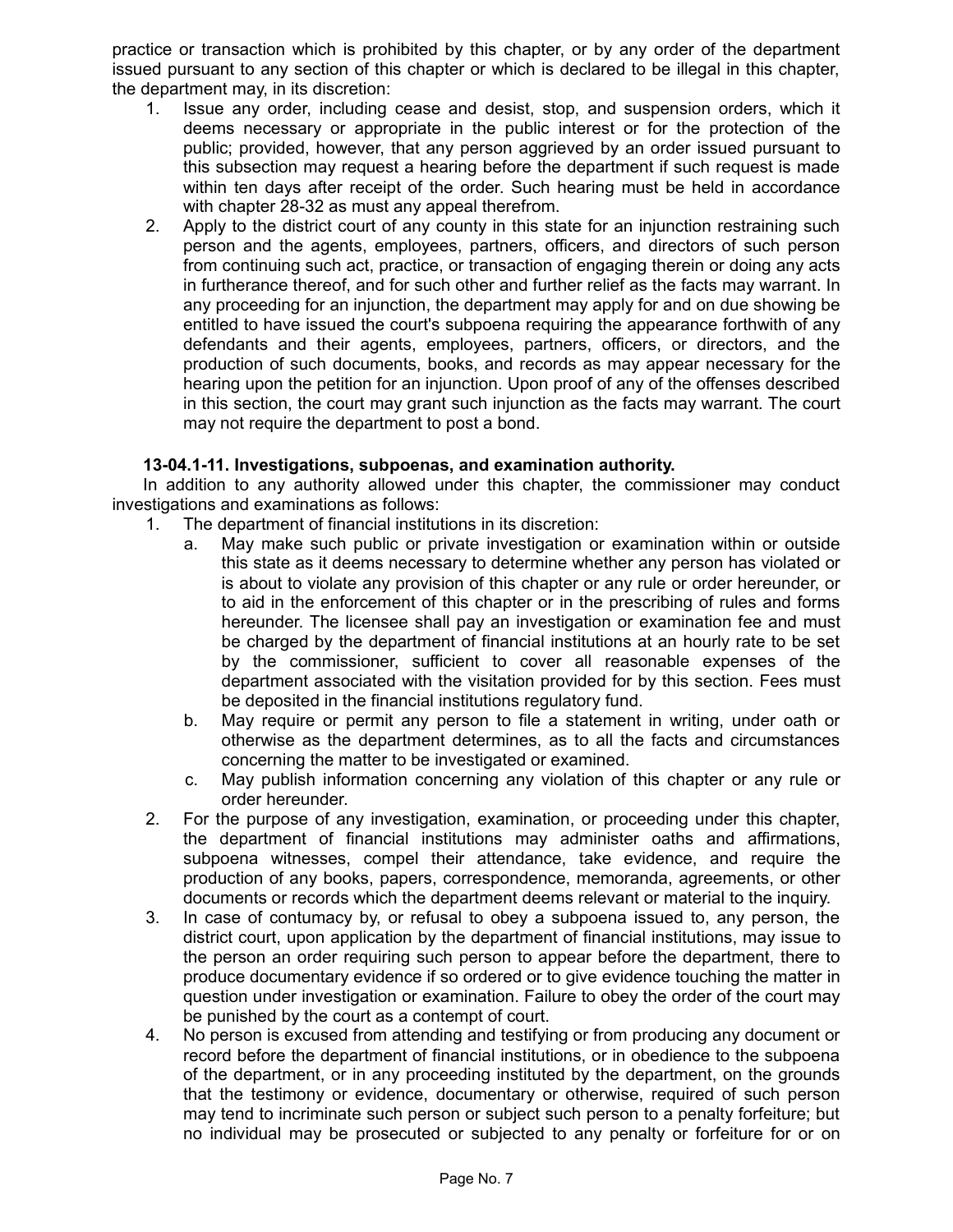practice or transaction which is prohibited by this chapter, or by any order of the department issued pursuant to any section of this chapter or which is declared to be illegal in this chapter, the department may, in its discretion:

1. Issue any order, including cease and desist, stop, and suspension orders, which it deems necessary or appropriate in the public interest or for the protection of the public; provided, however, that any person aggrieved by an order issued pursuant to this subsection may request a hearing before the department if such request is made within ten days after receipt of the order. Such hearing must be held in accordance with chapter 28-32 as must any appeal therefrom.
2. Apply to the district court of any county in this state for an injunction restraining such person and the agents, employees, partners, officers, and directors of such person from continuing such act, practice, or transaction of engaging therein or doing any acts in furtherance thereof, and for such other and further relief as the facts may warrant. In any proceeding for an injunction, the department may apply for and on due showing be entitled to have issued the court's subpoena requiring the appearance forthwith of any defendants and their agents, employees, partners, officers, or directors, and the production of such documents, books, and records as may appear necessary for the hearing upon the petition for an injunction. Upon proof of any of the offenses described in this section, the court may grant such injunction as the facts may warrant. The court may not require the department to post a bond.

**13-04.1-11. Investigations, subpoenas, and examination authority.**

In addition to any authority allowed under this chapter, the commissioner may conduct investigations and examinations as follows:

1. The department of financial institutions in its discretion:
   a. May make such public or private investigation or examination within or outside this state as it deems necessary to determine whether any person has violated or is about to violate any provision of this chapter or any rule or order hereunder, or to aid in the enforcement of this chapter or in the prescribing of rules and forms hereunder. The licensee shall pay an investigation or examination fee and must be charged by the department of financial institutions at an hourly rate to be set by the commissioner, sufficient to cover all reasonable expenses of the department associated with the visitation provided for by this section. Fees must be deposited in the financial institutions regulatory fund.
   b. May require or permit any person to file a statement in writing, under oath or otherwise as the department determines, as to all the facts and circumstances concerning the matter to be investigated or examined.
   c. May publish information concerning any violation of this chapter or any rule or order hereunder.
2. For the purpose of any investigation, examination, or proceeding under this chapter, the department of financial institutions may administer oaths and affirmations, subpoena witnesses, compel their attendance, take evidence, and require the production of any books, papers, correspondence, memoranda, agreements, or other documents or records which the department deems relevant or material to the inquiry.
3. In case of contumacy by, or refusal to obey a subpoena issued to, any person, the district court, upon application by the department of financial institutions, may issue to the person an order requiring such person to appear before the department, there to produce documentary evidence if so ordered or to give evidence touching the matter in question under investigation or examination. Failure to obey the order of the court may be punished by the court as a contempt of court.
4. No person is excused from attending and testifying or from producing any document or record before the department of financial institutions, or in obedience to the subpoena of the department, or in any proceeding instituted by the department, on the grounds that the testimony or evidence, documentary or otherwise, required of such person may tend to incriminate such person or subject such person to a penalty forfeiture; but no individual may be prosecuted or subjected to any penalty or forfeiture for or on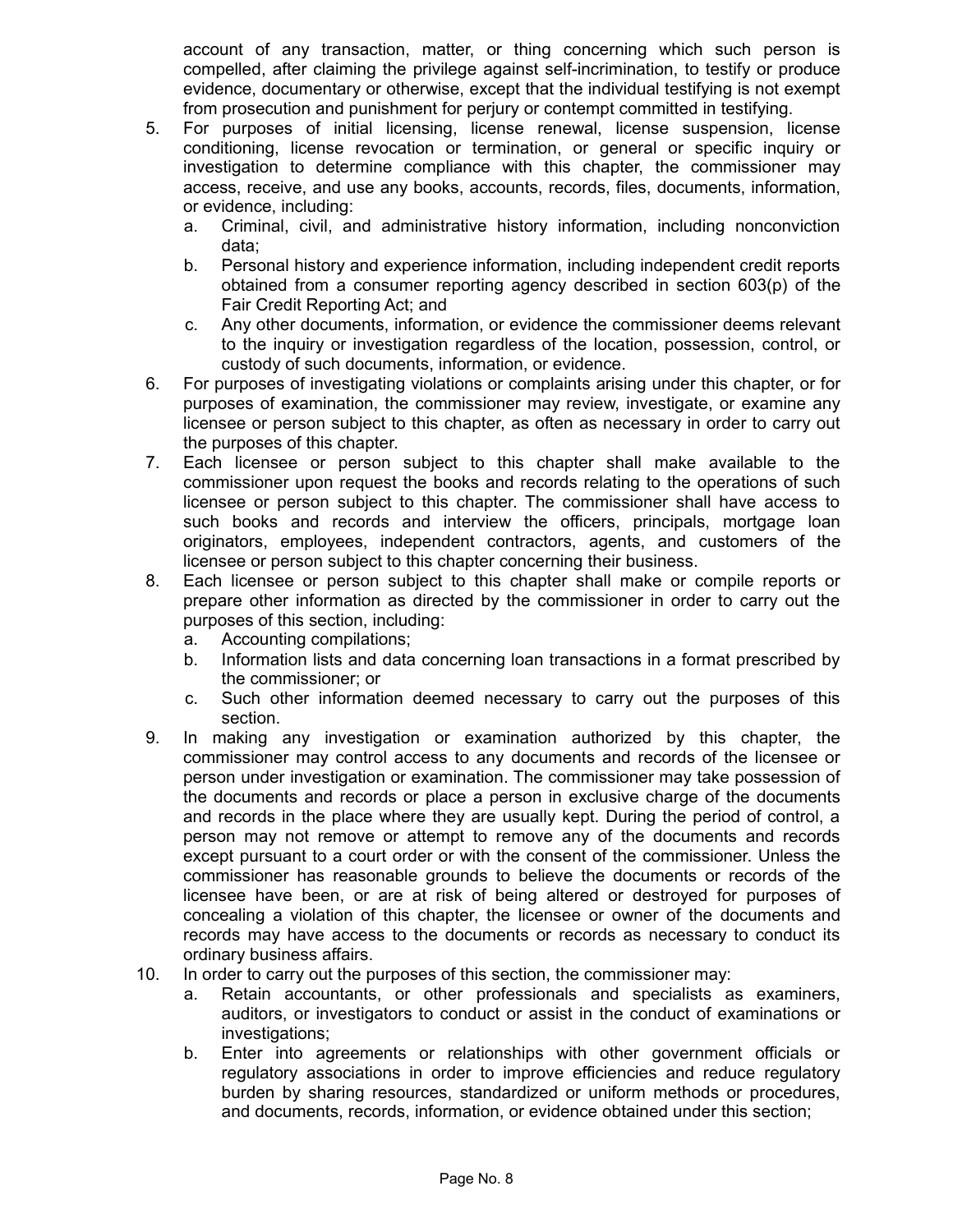account of any transaction, matter, or thing concerning which such person is compelled, after claiming the privilege against self-incrimination, to testify or produce evidence, documentary or otherwise, except that the individual testifying is not exempt from prosecution and punishment for perjury or contempt committed in testifying.

5. For purposes of initial licensing, license renewal, license suspension, license conditioning, license revocation or termination, or general or specific inquiry or investigation to determine compliance with this chapter, the commissioner may access, receive, and use any books, accounts, records, files, documents, information, or evidence, including:
   a. Criminal, civil, and administrative history information, including nonconviction data;
   b. Personal history and experience information, including independent credit reports obtained from a consumer reporting agency described in section 603(p) of the Fair Credit Reporting Act; and
   c. Any other documents, information, or evidence the commissioner deems relevant to the inquiry or investigation regardless of the location, possession, control, or custody of such documents, information, or evidence.
6. For purposes of investigating violations or complaints arising under this chapter, or for purposes of examination, the commissioner may review, investigate, or examine any licensee or person subject to this chapter, as often as necessary in order to carry out the purposes of this chapter.
7. Each licensee or person subject to this chapter shall make available to the commissioner upon request the books and records relating to the operations of such licensee or person subject to this chapter. The commissioner shall have access to such books and records and interview the officers, principals, mortgage loan originators, employees, independent contractors, agents, and customers of the licensee or person subject to this chapter concerning their business.
8. Each licensee or person subject to this chapter shall make or compile reports or prepare other information as directed by the commissioner in order to carry out the purposes of this section, including:
   a. Accounting compilations;
   b. Information lists and data concerning loan transactions in a format prescribed by the commissioner; or
   c. Such other information deemed necessary to carry out the purposes of this section.
9. In making any investigation or examination authorized by this chapter, the commissioner may control access to any documents and records of the licensee or person under investigation or examination. The commissioner may take possession of the documents and records or place a person in exclusive charge of the documents and records in the place where they are usually kept. During the period of control, a person may not remove or attempt to remove any of the documents and records except pursuant to a court order or with the consent of the commissioner. Unless the commissioner has reasonable grounds to believe the documents or records of the licensee have been, or are at risk of being altered or destroyed for purposes of concealing a violation of this chapter, the licensee or owner of the documents and records may have access to the documents or records as necessary to conduct its ordinary business affairs.
10. In order to carry out the purposes of this section, the commissioner may:
    a. Retain accountants, or other professionals and specialists as examiners, auditors, or investigators to conduct or assist in the conduct of examinations or investigations;
    b. Enter into agreements or relationships with other government officials or regulatory associations in order to improve efficiencies and reduce regulatory burden by sharing resources, standardized or uniform methods or procedures, and documents, records, information, or evidence obtained under this section;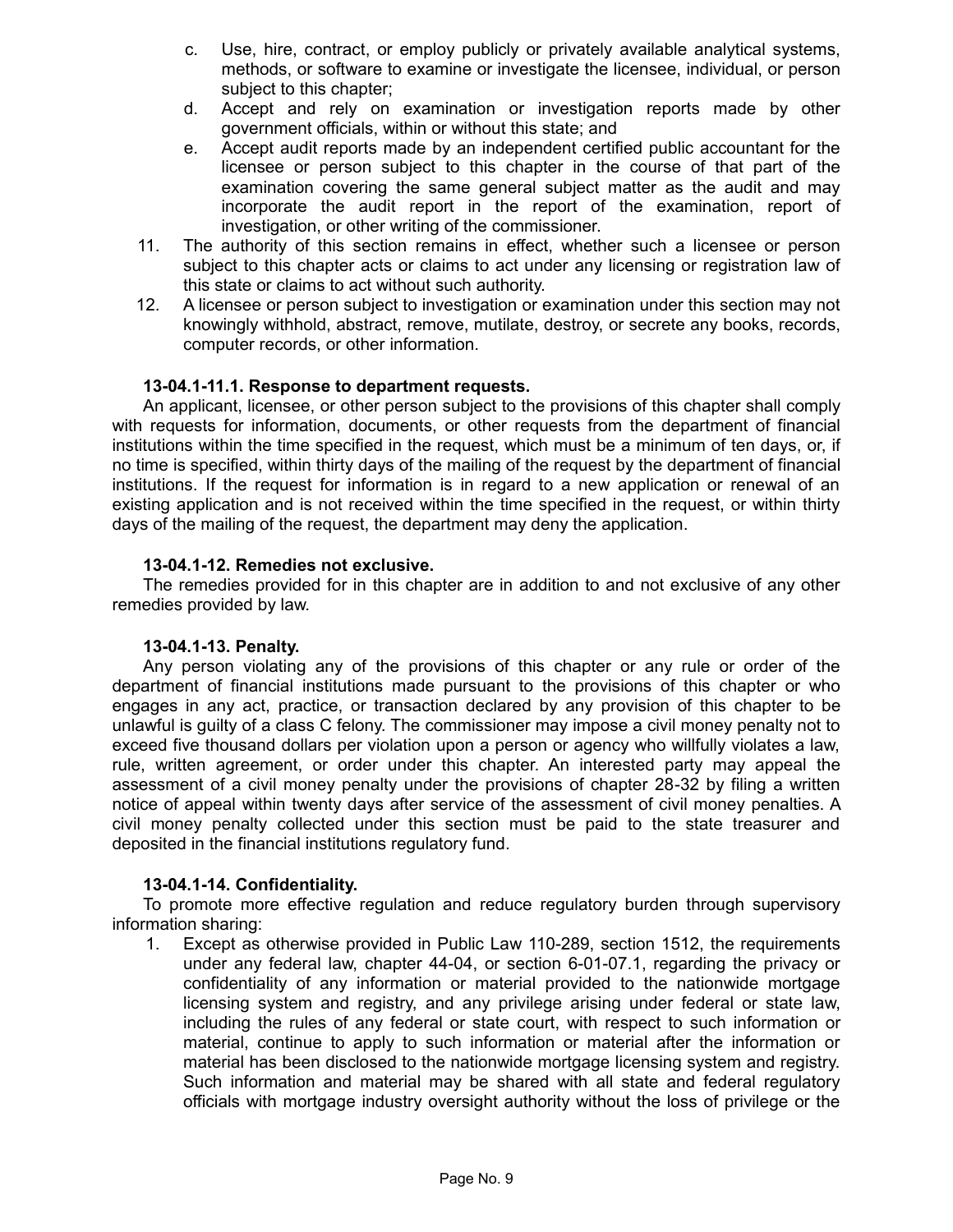c. Use, hire, contract, or employ publicly or privately available analytical systems, methods, or software to examine or investigate the licensee, individual, or person subject to this chapter;
d. Accept and rely on examination or investigation reports made by other government officials, within or without this state; and
e. Accept audit reports made by an independent certified public accountant for the licensee or person subject to this chapter in the course of that part of the examination covering the same general subject matter as the audit and may incorporate the audit report in the report of the examination, report of investigation, or other writing of the commissioner.

11. The authority of this section remains in effect, whether such a licensee or person subject to this chapter acts or claims to act under any licensing or registration law of this state or claims to act without such authority.
12. A licensee or person subject to investigation or examination under this section may not knowingly withhold, abstract, remove, mutilate, destroy, or secrete any books, records, computer records, or other information.

**13-04.1-11.1. Response to department requests.**

An applicant, licensee, or other person subject to the provisions of this chapter shall comply with requests for information, documents, or other requests from the department of financial institutions within the time specified in the request, which must be a minimum of ten days, or, if no time is specified, within thirty days of the mailing of the request by the department of financial institutions. If the request for information is in regard to a new application or renewal of an existing application and is not received within the time specified in the request, or within thirty days of the mailing of the request, the department may deny the application.

**13-04.1-12. Remedies not exclusive.**

The remedies provided for in this chapter are in addition to and not exclusive of any other remedies provided by law.

**13-04.1-13. Penalty.**

Any person violating any of the provisions of this chapter or any rule or order of the department of financial institutions made pursuant to the provisions of this chapter or who engages in any act, practice, or transaction declared by any provision of this chapter to be unlawful is guilty of a class C felony. The commissioner may impose a civil money penalty not to exceed five thousand dollars per violation upon a person or agency who willfully violates a law, rule, written agreement, or order under this chapter. An interested party may appeal the assessment of a civil money penalty under the provisions of chapter 28-32 by filing a written notice of appeal within twenty days after service of the assessment of civil money penalties. A civil money penalty collected under this section must be paid to the state treasurer and deposited in the financial institutions regulatory fund.

**13-04.1-14. Confidentiality.**

To promote more effective regulation and reduce regulatory burden through supervisory information sharing:

1. Except as otherwise provided in Public Law 110-289, section 1512, the requirements under any federal law, chapter 44-04, or section 6-01-07.1, regarding the privacy or confidentiality of any information or material provided to the nationwide mortgage licensing system and registry, and any privilege arising under federal or state law, including the rules of any federal or state court, with respect to such information or material, continue to apply to such information or material after the information or material has been disclosed to the nationwide mortgage licensing system and registry. Such information and material may be shared with all state and federal regulatory officials with mortgage industry oversight authority without the loss of privilege or the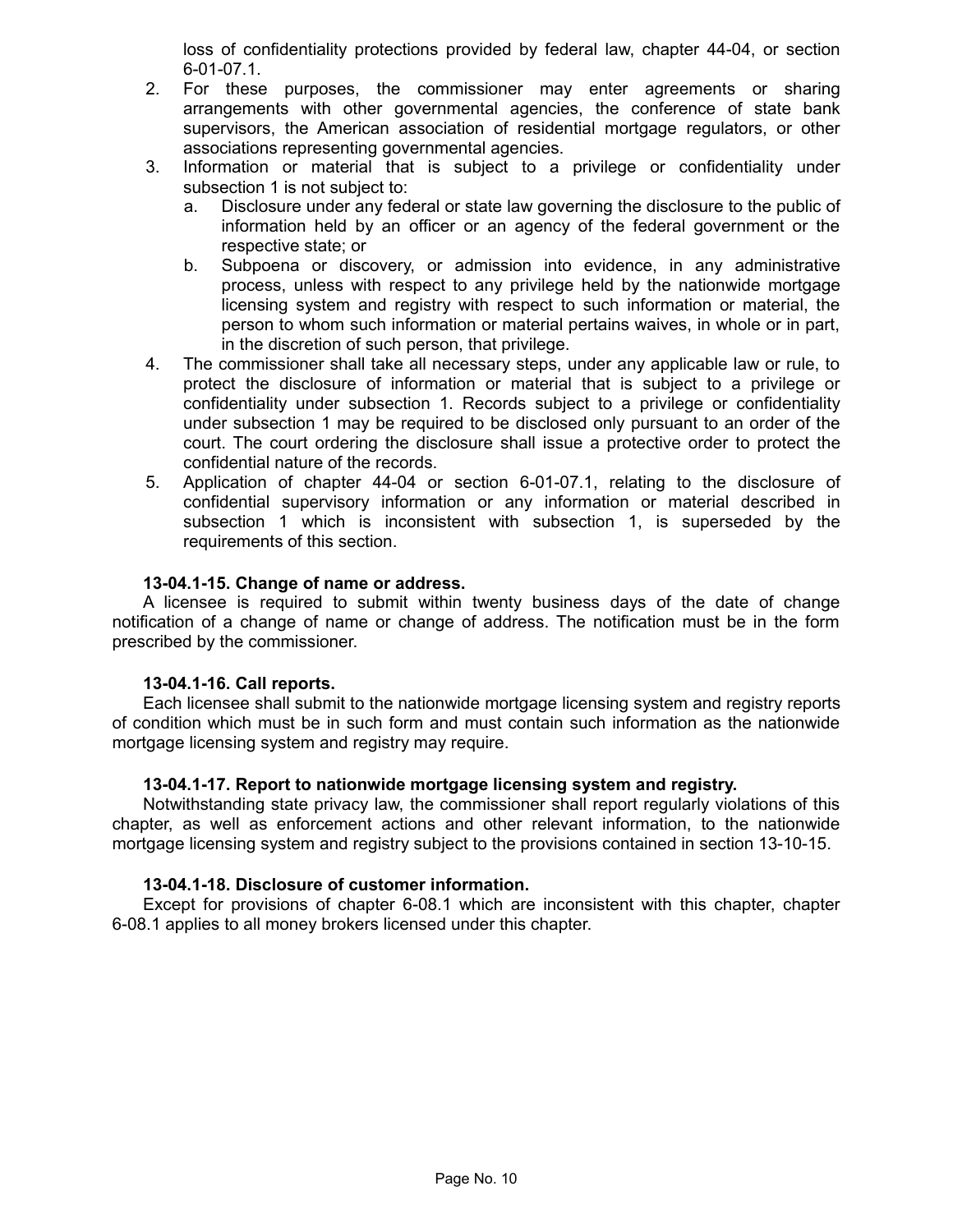loss of confidentiality protections provided by federal law, chapter 44-04, or section 6-01-07.1.

2. For these purposes, the commissioner may enter agreements or sharing arrangements with other governmental agencies, the conference of state bank supervisors, the American association of residential mortgage regulators, or other associations representing governmental agencies.
3. Information or material that is subject to a privilege or confidentiality under subsection 1 is not subject to:
   a. Disclosure under any federal or state law governing the disclosure to the public of information held by an officer or an agency of the federal government or the respective state; or
   b. Subpoena or discovery, or admission into evidence, in any administrative process, unless with respect to any privilege held by the nationwide mortgage licensing system and registry with respect to such information or material, the person to whom such information or material pertains waives, in whole or in part, in the discretion of such person, that privilege.
4. The commissioner shall take all necessary steps, under any applicable law or rule, to protect the disclosure of information or material that is subject to a privilege or confidentiality under subsection 1. Records subject to a privilege or confidentiality under subsection 1 may be required to be disclosed only pursuant to an order of the court. The court ordering the disclosure shall issue a protective order to protect the confidential nature of the records.
5. Application of chapter 44-04 or section 6-01-07.1, relating to the disclosure of confidential supervisory information or any information or material described in subsection 1 which is inconsistent with subsection 1, is superseded by the requirements of this section.

**13-04.1-15. Change of name or address.**

A licensee is required to submit within twenty business days of the date of change notification of a change of name or change of address. The notification must be in the form prescribed by the commissioner.

**13-04.1-16. Call reports.**

Each licensee shall submit to the nationwide mortgage licensing system and registry reports of condition which must be in such form and must contain such information as the nationwide mortgage licensing system and registry may require.

**13-04.1-17. Report to nationwide mortgage licensing system and registry.**

Notwithstanding state privacy law, the commissioner shall report regularly violations of this chapter, as well as enforcement actions and other relevant information, to the nationwide mortgage licensing system and registry subject to the provisions contained in section 13-10-15.

**13-04.1-18. Disclosure of customer information.**

Except for provisions of chapter 6-08.1 which are inconsistent with this chapter, chapter 6-08.1 applies to all money brokers licensed under this chapter.